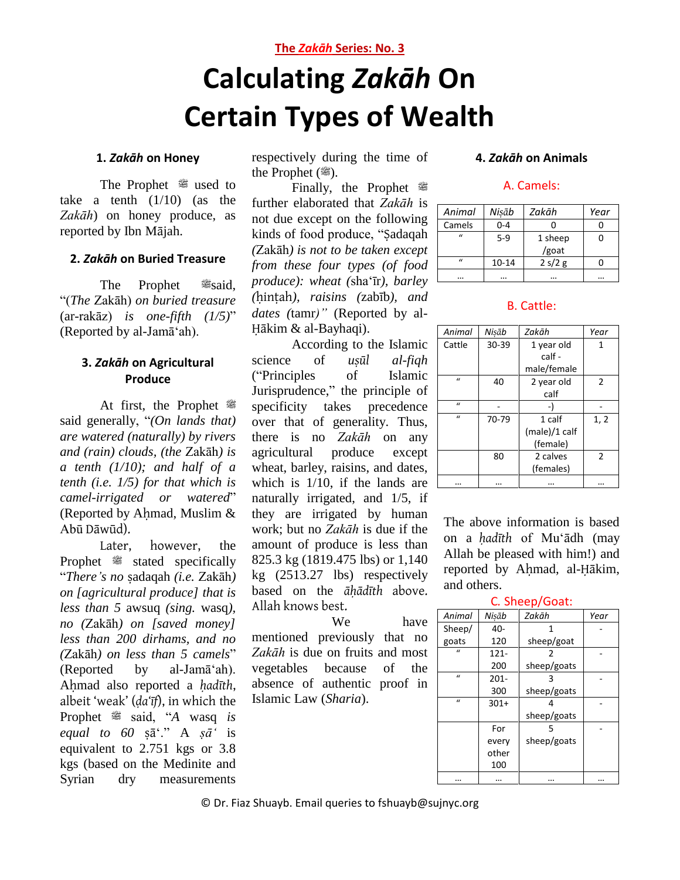The *Zakāh* Series: No. 3

# Calculating *Zakāh* On Certain Types of Wealth

### 1. *Zakāh* on Honey

The Prophet ﷺ used to take a tenth (1/10) (as the *Zakāh*) on honey produce, as reported by Ibn Mājah.

### 2. *Zakāh* on Buried Treasure

The Prophet ﷺsaid, "(*The* Zakāh) *on buried treasure* (ar-rakāz) *is one-fifth (1/5)*" (Reported by al-Jamā'ah).

### 3. *Zakāh* on Agricultural Produce

At first, the Prophet ﷺ said generally, "*(On lands that) are watered (naturally) by rivers and (rain) clouds, (the* Zakāh*) is a tenth (1/10); and half of a tenth (i.e. 1/5) for that which is camel-irrigated or watered*" (Reported by Aḥmad, Muslim & Abū Dāwūd).

Later, however, the Prophet ﷺ stated specifically "*There's no* ṣadaqah *(i.e.* Zakāh*) on [agricultural produce] that is less than 5* awsuq *(sing.* wasq*), no (*Zakāh*) on [saved money] less than 200 dirhams, and no (*Zakāh*) on less than 5 camels*" (Reported by al-Jamā'ah). Aḥmad also reported a *ḥadīth*, albeit 'weak' (*ḍa'īf*), in which the Prophet ﷺ said, "*A* wasq *is equal to 60* ṣā'." A *ṣā'* is equivalent to 2.751 kgs or 3.8 kgs (based on the Medinite and Syrian dry measurements respectively during the time of the Prophet (ﷺ).

Finally, the Prophet ﷺ further elaborated that *Zakāh* is not due except on the following kinds of food produce, "Ṣadaqah *(*Zakāh*) is not to be taken except from these four types (of food produce): wheat (*sha'īr*), barley (*ḥinṭah*), raisins (*zabīb*), and dates (*tamr*)"* (Reported by al-Ḥākim & al-Bayhaqi).

According to the Islamic science of *uṣūl al-fiqh* ("Principles of Islamic Jurisprudence," the principle of specificity takes precedence over that of generality. Thus, there is no *Zakāh* on any agricultural produce except wheat, barley, raisins, and dates, which is 1/10, if the lands are naturally irrigated, and 1/5, if they are irrigated by human work; but no *Zakāh* is due if the amount of produce is less than 825.3 kg (1819.475 lbs) or 1,140 kg (2513.27 lbs) respectively based on the *āḥādīth* above. Allah knows best.

We have mentioned previously that no *Zakāh* is due on fruits and most vegetables because of the absence of authentic proof in Islamic Law (*Sharia*).

### 4. *Zakāh* on Animals

#### A. Camels:

| *Animal* | *Niṣāb* | *Zakāh* | *Year* |
|---|---|---|---|
| Camels | 0-4 | 0 | 0 |
| " | 5-9 | 1 sheep /goat | 0 |
| " | 10-14 | 2 s/2 g | 0 |
| … | … | … | … |

#### B. Cattle:

| *Animal* | *Niṣāb* | *Zakāh* | *Year* |
|---|---|---|---|
| Cattle | 30-39 | 1 year old calf - male/female | 1 |
| " | 40 | 2 year old calf | 2 |
| " | - | -) | - |
| " | 70-79 | 1 calf (male)/1 calf (female) | 1, 2 |
| | 80 | 2 calves (females) | 2 |
| … | … | … | … |

The above information is based on a *ḥadīth* of Mu'ādh (may Allah be pleased with him!) and reported by Aḥmad, al-Ḥākim, and others.

#### C. Sheep/Goat:

| *Animal* | *Niṣāb* | *Zakāh* | *Year* |
|---|---|---|---|
| Sheep/ goats | 40-120 | 1 sheep/goat | - |
| " | 121-200 | 2 sheep/goats | - |
| " | 201-300 | 3 sheep/goats | - |
| " | 301+ | 4 sheep/goats | - |
| | For every other 100 | 5 sheep/goats | - |
| … | … | … | … |

© Dr. Fiaz Shuayb. Email queries to fshuayb@sujnyc.org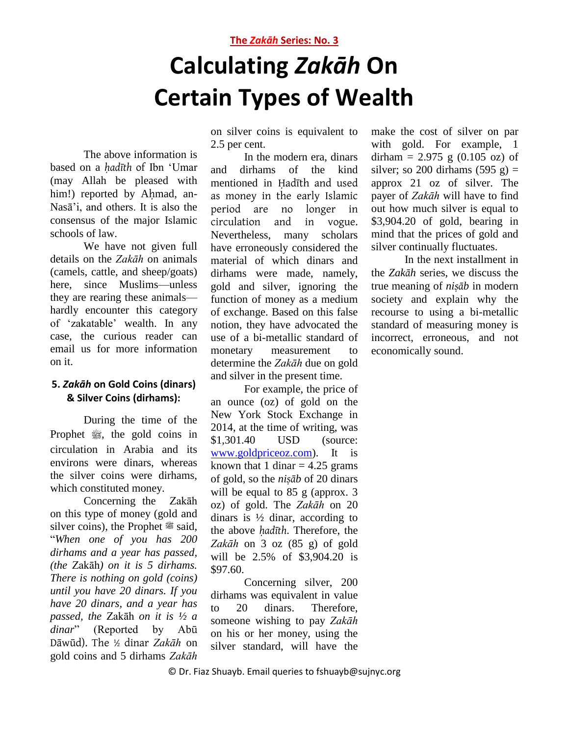The *Zakāh* Series: No. 3

# Calculating *Zakāh* On Certain Types of Wealth

The above information is based on a *ḥadīth* of Ibn 'Umar (may Allah be pleased with him!) reported by Aḥmad, an-Nasā'i, and others. It is also the consensus of the major Islamic schools of law.

We have not given full details on the *Zakāh* on animals (camels, cattle, and sheep/goats) here, since Muslims—unless they are rearing these animals—hardly encounter this category of 'zakatable' wealth. In any case, the curious reader can email us for more information on it.

### 5. *Zakāh* on Gold Coins (dinars) & Silver Coins (dirhams):

During the time of the Prophet ﷺ, the gold coins in circulation in Arabia and its environs were dinars, whereas the silver coins were dirhams, which constituted money.

Concerning the Zakāh on this type of money (gold and silver coins), the Prophet ﷺ said, "*When one of you has 200 dirhams and a year has passed, (the* Zakāh*) on it is 5 dirhams. There is nothing on gold (coins) until you have 20 dinars. If you have 20 dinars, and a year has passed, the* Zakāh *on it is ½ a dinar*" (Reported by Abū Dāwūd). The ½ dinar *Zakāh* on gold coins and 5 dirhams *Zakāh* on silver coins is equivalent to 2.5 per cent.

In the modern era, dinars and dirhams of the kind mentioned in Ḥadīth and used as money in the early Islamic period are no longer in circulation and in vogue. Nevertheless, many scholars have erroneously considered the material of which dinars and dirhams were made, namely, gold and silver, ignoring the function of money as a medium of exchange. Based on this false notion, they have advocated the use of a bi-metallic standard of monetary measurement to determine the *Zakāh* due on gold and silver in the present time.

For example, the price of an ounce (oz) of gold on the New York Stock Exchange in 2014, at the time of writing, was $1,301.40 USD (source: [www.goldpriceoz.com](http://www.goldpriceoz.com)). It is known that 1 dinar = 4.25 grams of gold, so the *niṣāb* of 20 dinars will be equal to 85 g (approx. 3 oz) of gold. The *Zakāh* on 20 dinars is ½ dinar, according to the above *ḥadīth*. Therefore, the *Zakāh* on 3 oz (85 g) of gold will be 2.5% of $3,904.20 is $97.60.

Concerning silver, 200 dirhams was equivalent in value to 20 dinars. Therefore, someone wishing to pay *Zakāh* on his or her money, using the silver standard, will have the make the cost of silver on par with gold. For example, 1 dirham = 2.975 g (0.105 oz) of silver; so 200 dirhams (595 g) = approx 21 oz of silver. The payer of *Zakāh* will have to find out how much silver is equal to $3,904.20 of gold, bearing in mind that the prices of gold and silver continually fluctuates.

In the next installment in the *Zakāh* series, we discuss the true meaning of *niṣāb* in modern society and explain why the recourse to using a bi-metallic standard of measuring money is incorrect, erroneous, and not economically sound.

© Dr. Fiaz Shuayb. Email queries to fshuayb@sujnyc.org